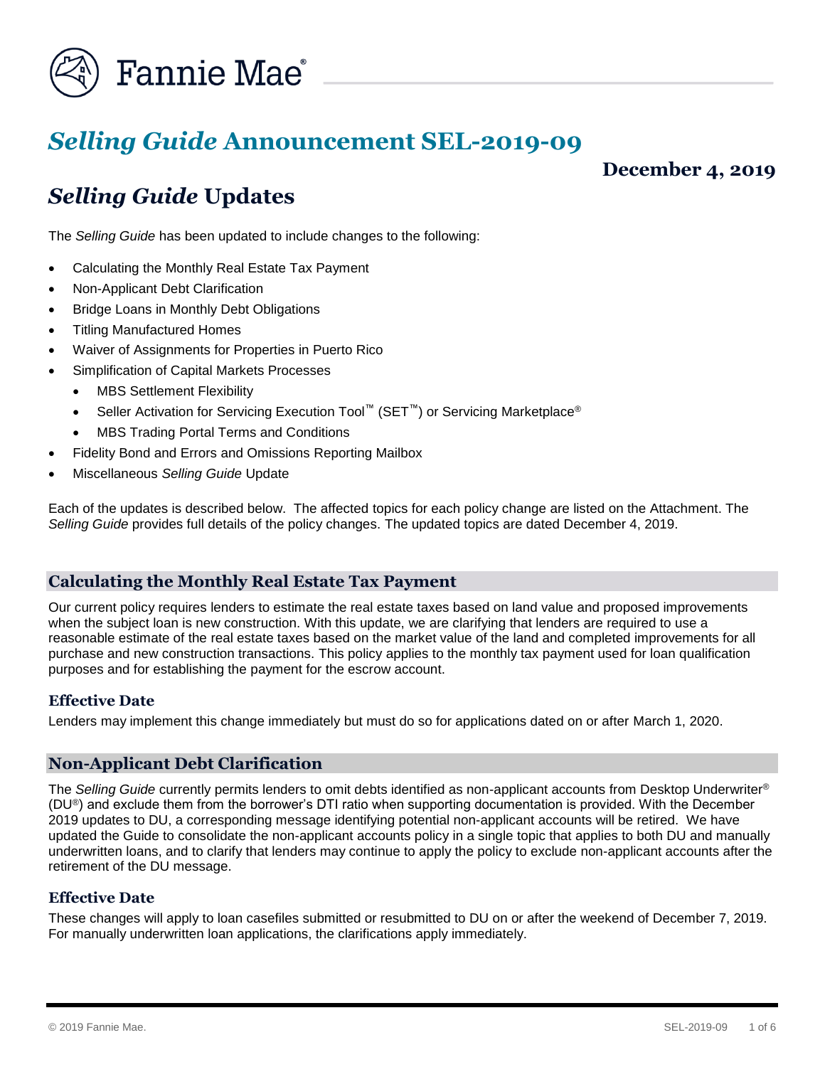Fannie Mae®

# *Selling Guide* Announcement SEL-2019-09

**December 4, 2019**

## *Selling Guide* Updates

The *Selling Guide* has been updated to include changes to the following:

- Calculating the Monthly Real Estate Tax Payment
- Non-Applicant Debt Clarification
- Bridge Loans in Monthly Debt Obligations
- Titling Manufactured Homes
- Waiver of Assignments for Properties in Puerto Rico
- Simplification of Capital Markets Processes
  - MBS Settlement Flexibility
  - Seller Activation for Servicing Execution Tool™ (SET™) or Servicing Marketplace®
  - MBS Trading Portal Terms and Conditions
- Fidelity Bond and Errors and Omissions Reporting Mailbox
- Miscellaneous *Selling Guide* Update

Each of the updates is described below. The affected topics for each policy change are listed on the Attachment. The *Selling Guide* provides full details of the policy changes. The updated topics are dated December 4, 2019.

### Calculating the Monthly Real Estate Tax Payment

Our current policy requires lenders to estimate the real estate taxes based on land value and proposed improvements when the subject loan is new construction. With this update, we are clarifying that lenders are required to use a reasonable estimate of the real estate taxes based on the market value of the land and completed improvements for all purchase and new construction transactions. This policy applies to the monthly tax payment used for loan qualification purposes and for establishing the payment for the escrow account.

#### Effective Date

Lenders may implement this change immediately but must do so for applications dated on or after March 1, 2020.

### Non-Applicant Debt Clarification

The *Selling Guide* currently permits lenders to omit debts identified as non-applicant accounts from Desktop Underwriter® (DU®) and exclude them from the borrower's DTI ratio when supporting documentation is provided. With the December 2019 updates to DU, a corresponding message identifying potential non-applicant accounts will be retired. We have updated the Guide to consolidate the non-applicant accounts policy in a single topic that applies to both DU and manually underwritten loans, and to clarify that lenders may continue to apply the policy to exclude non-applicant accounts after the retirement of the DU message.

#### Effective Date

These changes will apply to loan casefiles submitted or resubmitted to DU on or after the weekend of December 7, 2019. For manually underwritten loan applications, the clarifications apply immediately.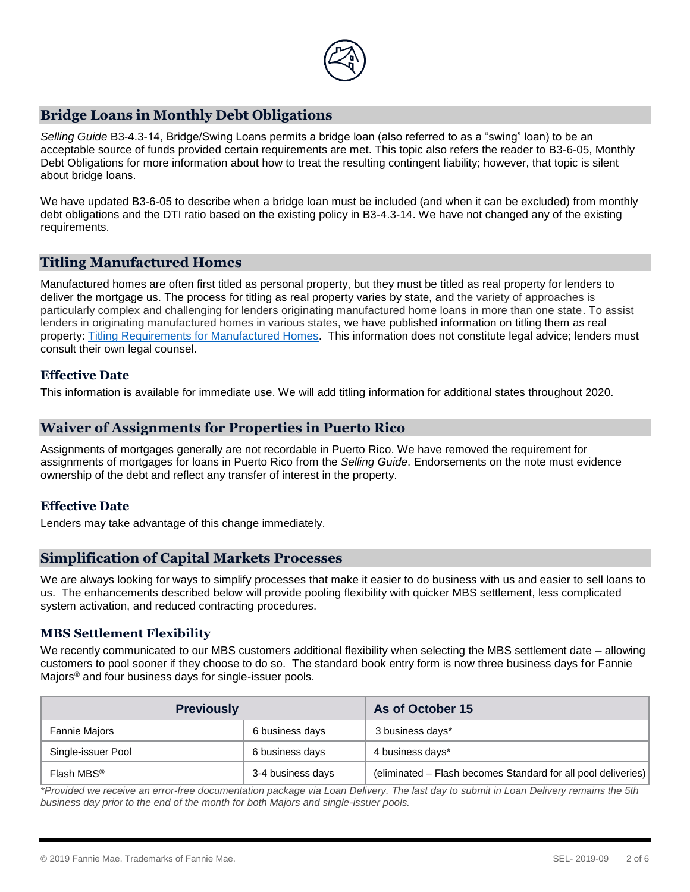## Bridge Loans in Monthly Debt Obligations

*Selling Guide* B3-4.3-14, Bridge/Swing Loans permits a bridge loan (also referred to as a "swing" loan) to be an acceptable source of funds provided certain requirements are met. This topic also refers the reader to B3-6-05, Monthly Debt Obligations for more information about how to treat the resulting contingent liability; however, that topic is silent about bridge loans.

We have updated B3-6-05 to describe when a bridge loan must be included (and when it can be excluded) from monthly debt obligations and the DTI ratio based on the existing policy in B3-4.3-14. We have not changed any of the existing requirements.

## Titling Manufactured Homes

Manufactured homes are often first titled as personal property, but they must be titled as real property for lenders to deliver the mortgage us. The process for titling as real property varies by state, and the variety of approaches is particularly complex and challenging for lenders originating manufactured home loans in more than one state. To assist lenders in originating manufactured homes in various states, we have published information on titling them as real property: [Titling Requirements for Manufactured Homes](). This information does not constitute legal advice; lenders must consult their own legal counsel.

### Effective Date

This information is available for immediate use. We will add titling information for additional states throughout 2020.

## Waiver of Assignments for Properties in Puerto Rico

Assignments of mortgages generally are not recordable in Puerto Rico. We have removed the requirement for assignments of mortgages for loans in Puerto Rico from the *Selling Guide*. Endorsements on the note must evidence ownership of the debt and reflect any transfer of interest in the property.

### Effective Date

Lenders may take advantage of this change immediately.

## Simplification of Capital Markets Processes

We are always looking for ways to simplify processes that make it easier to do business with us and easier to sell loans to us. The enhancements described below will provide pooling flexibility with quicker MBS settlement, less complicated system activation, and reduced contracting procedures.

### MBS Settlement Flexibility

We recently communicated to our MBS customers additional flexibility when selecting the MBS settlement date – allowing customers to pool sooner if they choose to do so. The standard book entry form is now three business days for Fannie Majors® and four business days for single-issuer pools.

| Previously | | As of October 15 |
|---|---|---|
| Fannie Majors | 6 business days | 3 business days* |
| Single-issuer Pool | 6 business days | 4 business days* |
| Flash MBS® | 3-4 business days | (eliminated – Flash becomes Standard for all pool deliveries) |

*\*Provided we receive an error-free documentation package via Loan Delivery. The last day to submit in Loan Delivery remains the 5th business day prior to the end of the month for both Majors and single-issuer pools.*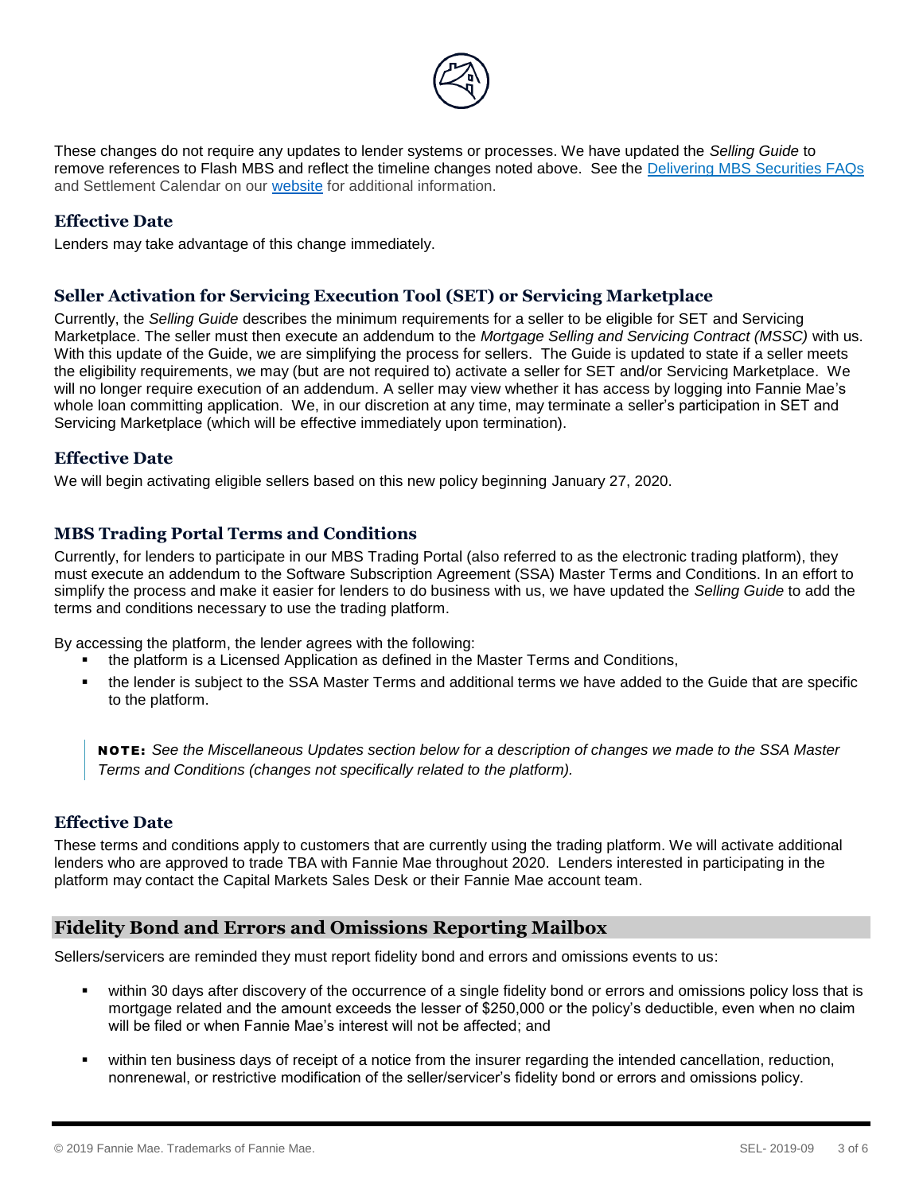These changes do not require any updates to lender systems or processes. We have updated the *Selling Guide* to remove references to Flash MBS and reflect the timeline changes noted above. See the Delivering MBS Securities FAQs and Settlement Calendar on our website for additional information.

### Effective Date

Lenders may take advantage of this change immediately.

### Seller Activation for Servicing Execution Tool (SET) or Servicing Marketplace

Currently, the *Selling Guide* describes the minimum requirements for a seller to be eligible for SET and Servicing Marketplace. The seller must then execute an addendum to the *Mortgage Selling and Servicing Contract (MSSC)* with us. With this update of the Guide, we are simplifying the process for sellers. The Guide is updated to state if a seller meets the eligibility requirements, we may (but are not required to) activate a seller for SET and/or Servicing Marketplace. We will no longer require execution of an addendum. A seller may view whether it has access by logging into Fannie Mae's whole loan committing application. We, in our discretion at any time, may terminate a seller's participation in SET and Servicing Marketplace (which will be effective immediately upon termination).

### Effective Date

We will begin activating eligible sellers based on this new policy beginning January 27, 2020.

### MBS Trading Portal Terms and Conditions

Currently, for lenders to participate in our MBS Trading Portal (also referred to as the electronic trading platform), they must execute an addendum to the Software Subscription Agreement (SSA) Master Terms and Conditions. In an effort to simplify the process and make it easier for lenders to do business with us, we have updated the *Selling Guide* to add the terms and conditions necessary to use the trading platform.

By accessing the platform, the lender agrees with the following:

- the platform is a Licensed Application as defined in the Master Terms and Conditions,
- the lender is subject to the SSA Master Terms and additional terms we have added to the Guide that are specific to the platform.

> **NOTE:** *See the Miscellaneous Updates section below for a description of changes we made to the SSA Master Terms and Conditions (changes not specifically related to the platform).*

### Effective Date

These terms and conditions apply to customers that are currently using the trading platform. We will activate additional lenders who are approved to trade TBA with Fannie Mae throughout 2020. Lenders interested in participating in the platform may contact the Capital Markets Sales Desk or their Fannie Mae account team.

## Fidelity Bond and Errors and Omissions Reporting Mailbox

Sellers/servicers are reminded they must report fidelity bond and errors and omissions events to us:

- within 30 days after discovery of the occurrence of a single fidelity bond or errors and omissions policy loss that is mortgage related and the amount exceeds the lesser of $250,000 or the policy's deductible, even when no claim will be filed or when Fannie Mae's interest will not be affected; and
- within ten business days of receipt of a notice from the insurer regarding the intended cancellation, reduction, nonrenewal, or restrictive modification of the seller/servicer's fidelity bond or errors and omissions policy.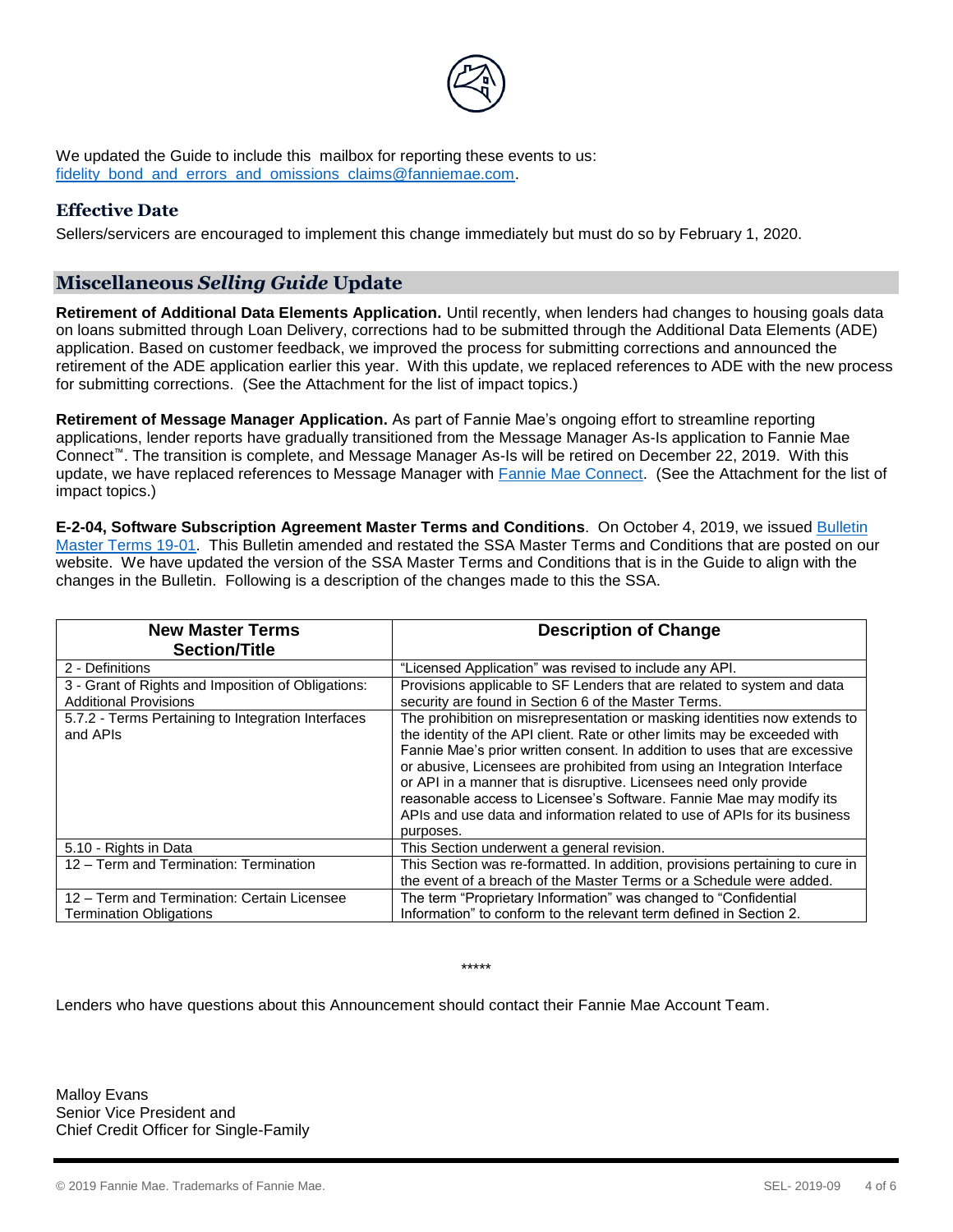We updated the Guide to include this mailbox for reporting these events to us: [fidelity_bond_and_errors_and_omissions_claims@fanniemae.com](mailto:fidelity_bond_and_errors_and_omissions_claims@fanniemae.com).

### Effective Date

Sellers/servicers are encouraged to implement this change immediately but must do so by February 1, 2020.

## Miscellaneous *Selling Guide* Update

**Retirement of Additional Data Elements Application.** Until recently, when lenders had changes to housing goals data on loans submitted through Loan Delivery, corrections had to be submitted through the Additional Data Elements (ADE) application. Based on customer feedback, we improved the process for submitting corrections and announced the retirement of the ADE application earlier this year. With this update, we replaced references to ADE with the new process for submitting corrections. (See the Attachment for the list of impact topics.)

**Retirement of Message Manager Application.** As part of Fannie Mae's ongoing effort to streamline reporting applications, lender reports have gradually transitioned from the Message Manager As-Is application to Fannie Mae Connect™. The transition is complete, and Message Manager As-Is will be retired on December 22, 2019. With this update, we have replaced references to Message Manager with Fannie Mae Connect. (See the Attachment for the list of impact topics.)

**E-2-04, Software Subscription Agreement Master Terms and Conditions**. On October 4, 2019, we issued Bulletin Master Terms 19-01. This Bulletin amended and restated the SSA Master Terms and Conditions that are posted on our website. We have updated the version of the SSA Master Terms and Conditions that is in the Guide to align with the changes in the Bulletin. Following is a description of the changes made to this the SSA.

| New Master Terms Section/Title | Description of Change |
|---|---|
| 2 - Definitions | "Licensed Application" was revised to include any API. |
| 3 - Grant of Rights and Imposition of Obligations: Additional Provisions | Provisions applicable to SF Lenders that are related to system and data security are found in Section 6 of the Master Terms. |
| 5.7.2 - Terms Pertaining to Integration Interfaces and APIs | The prohibition on misrepresentation or masking identities now extends to the identity of the API client. Rate or other limits may be exceeded with Fannie Mae's prior written consent. In addition to uses that are excessive or abusive, Licensees are prohibited from using an Integration Interface or API in a manner that is disruptive. Licensees need only provide reasonable access to Licensee's Software. Fannie Mae may modify its APIs and use data and information related to use of APIs for its business purposes. |
| 5.10 - Rights in Data | This Section underwent a general revision. |
| 12 – Term and Termination: Termination | This Section was re-formatted. In addition, provisions pertaining to cure in the event of a breach of the Master Terms or a Schedule were added. |
| 12 – Term and Termination: Certain Licensee Termination Obligations | The term "Proprietary Information" was changed to "Confidential Information" to conform to the relevant term defined in Section 2. |

*****

Lenders who have questions about this Announcement should contact their Fannie Mae Account Team.

Malloy Evans
Senior Vice President and
Chief Credit Officer for Single-Family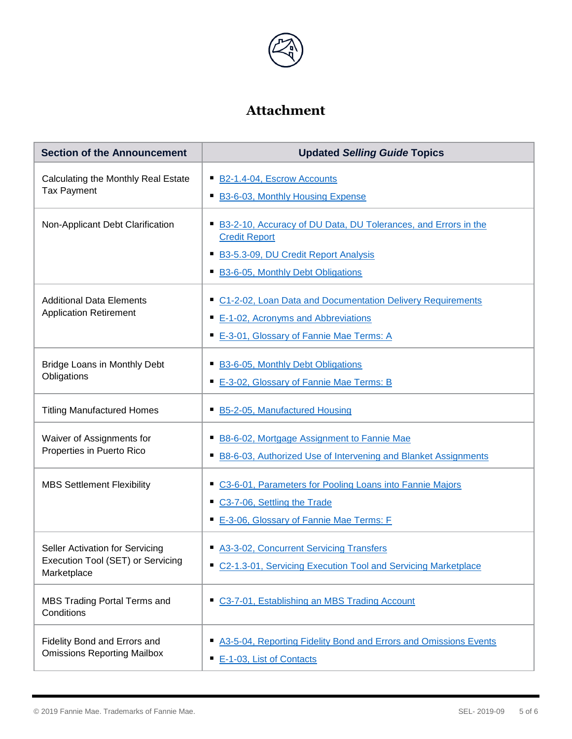# Attachment

| Section of the Announcement | Updated *Selling Guide* Topics |
| --- | --- |
| Calculating the Monthly Real Estate Tax Payment | ▪ B2-1.4-04, Escrow Accounts<br>▪ B3-6-03, Monthly Housing Expense |
| Non-Applicant Debt Clarification | ▪ B3-2-10, Accuracy of DU Data, DU Tolerances, and Errors in the Credit Report<br>▪ B3-5.3-09, DU Credit Report Analysis<br>▪ B3-6-05, Monthly Debt Obligations |
| Additional Data Elements Application Retirement | ▪ C1-2-02, Loan Data and Documentation Delivery Requirements<br>▪ E-1-02, Acronyms and Abbreviations<br>▪ E-3-01, Glossary of Fannie Mae Terms: A |
| Bridge Loans in Monthly Debt Obligations | ▪ B3-6-05, Monthly Debt Obligations<br>▪ E-3-02, Glossary of Fannie Mae Terms: B |
| Titling Manufactured Homes | ▪ B5-2-05, Manufactured Housing |
| Waiver of Assignments for Properties in Puerto Rico | ▪ B8-6-02, Mortgage Assignment to Fannie Mae<br>▪ B8-6-03, Authorized Use of Intervening and Blanket Assignments |
| MBS Settlement Flexibility | ▪ C3-6-01, Parameters for Pooling Loans into Fannie Majors<br>▪ C3-7-06, Settling the Trade<br>▪ E-3-06, Glossary of Fannie Mae Terms: F |
| Seller Activation for Servicing Execution Tool (SET) or Servicing Marketplace | ▪ A3-3-02, Concurrent Servicing Transfers<br>▪ C2-1.3-01, Servicing Execution Tool and Servicing Marketplace |
| MBS Trading Portal Terms and Conditions | ▪ C3-7-01, Establishing an MBS Trading Account |
| Fidelity Bond and Errors and Omissions Reporting Mailbox | ▪ A3-5-04, Reporting Fidelity Bond and Errors and Omissions Events<br>▪ E-1-03, List of Contacts |

© 2019 Fannie Mae. Trademarks of Fannie Mae.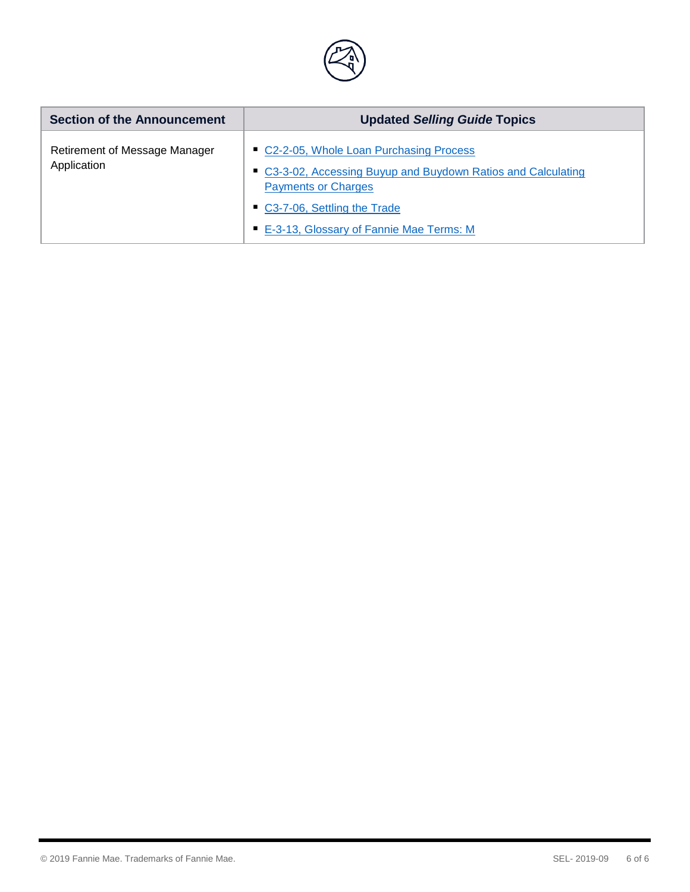| Section of the Announcement | Updated *Selling Guide* Topics |
| --- | --- |
| Retirement of Message Manager Application | ▪ C2-2-05, Whole Loan Purchasing Process<br>▪ C3-3-02, Accessing Buyup and Buydown Ratios and Calculating Payments or Charges<br>▪ C3-7-06, Settling the Trade<br>▪ E-3-13, Glossary of Fannie Mae Terms: M |

© 2019 Fannie Mae. Trademarks of Fannie Mae.